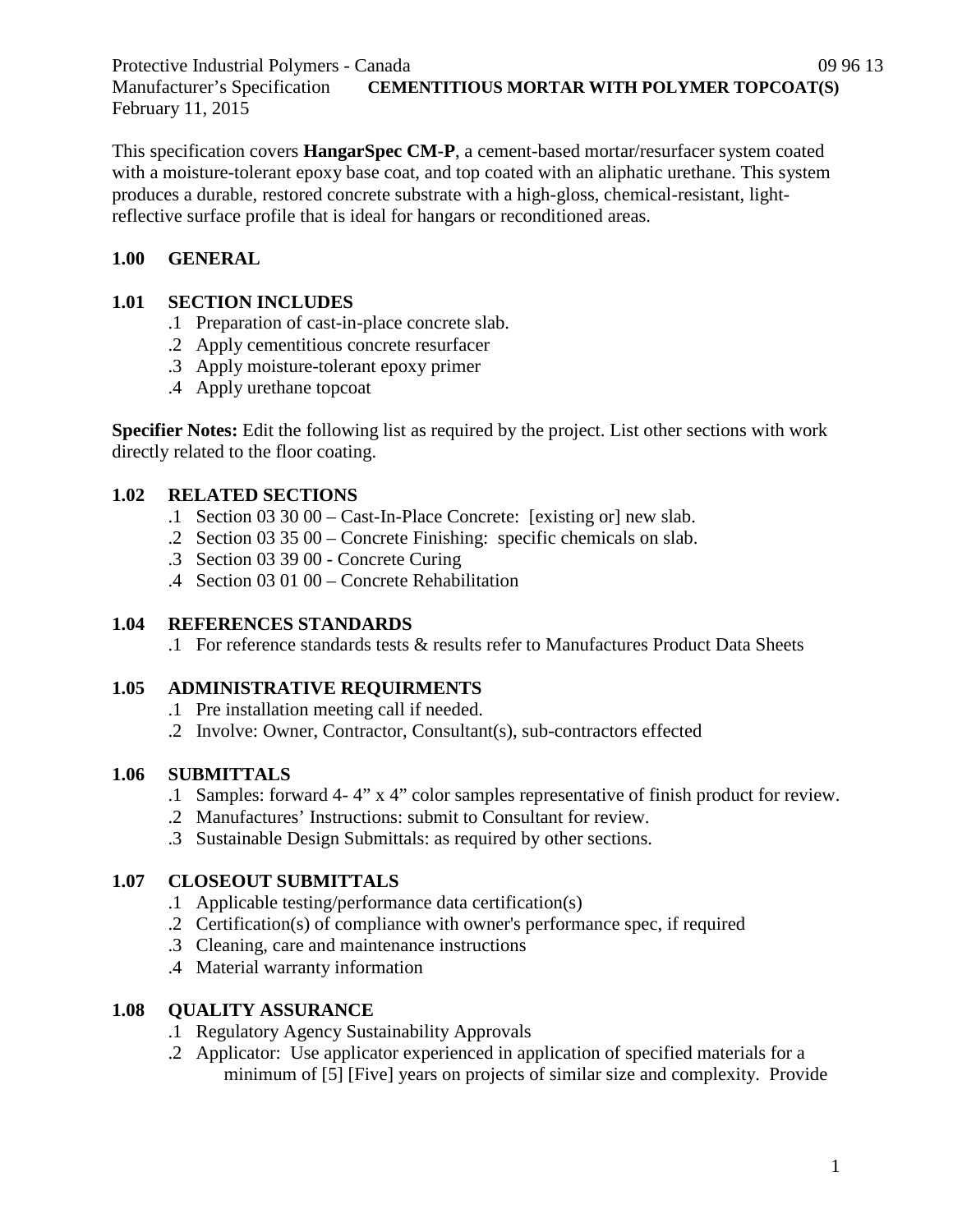Protective Industrial Polymers - Canada 09 96 13
Manufacturer's Specification **CEMENTITIOUS MORTAR WITH POLYMER TOPCOAT(S)**
February 11, 2015

This specification covers **HangarSpec CM-P**, a cement-based mortar/resurfacer system coated with a moisture-tolerant epoxy base coat, and top coated with an aliphatic urethane. This system produces a durable, restored concrete substrate with a high-gloss, chemical-resistant, light-reflective surface profile that is ideal for hangars or reconditioned areas.

## 1.00 GENERAL

### 1.01 SECTION INCLUDES

.1 Preparation of cast-in-place concrete slab.
.2 Apply cementitious concrete resurfacer
.3 Apply moisture-tolerant epoxy primer
.4 Apply urethane topcoat

**Specifier Notes:** Edit the following list as required by the project. List other sections with work directly related to the floor coating.

### 1.02 RELATED SECTIONS

.1 Section 03 30 00 – Cast-In-Place Concrete: [existing or] new slab.
.2 Section 03 35 00 – Concrete Finishing: specific chemicals on slab.
.3 Section 03 39 00 - Concrete Curing
.4 Section 03 01 00 – Concrete Rehabilitation

### 1.04 REFERENCES STANDARDS

.1 For reference standards tests & results refer to Manufactures Product Data Sheets

### 1.05 ADMINISTRATIVE REQUIRMENTS

.1 Pre installation meeting call if needed.
.2 Involve: Owner, Contractor, Consultant(s), sub-contractors effected

### 1.06 SUBMITTALS

.1 Samples: forward 4- 4" x 4" color samples representative of finish product for review.
.2 Manufactures' Instructions: submit to Consultant for review.
.3 Sustainable Design Submittals: as required by other sections.

### 1.07 CLOSEOUT SUBMITTALS

.1 Applicable testing/performance data certification(s)
.2 Certification(s) of compliance with owner's performance spec, if required
.3 Cleaning, care and maintenance instructions
.4 Material warranty information

### 1.08 QUALITY ASSURANCE

.1 Regulatory Agency Sustainability Approvals
.2 Applicator: Use applicator experienced in application of specified materials for a minimum of [5] [Five] years on projects of similar size and complexity. Provide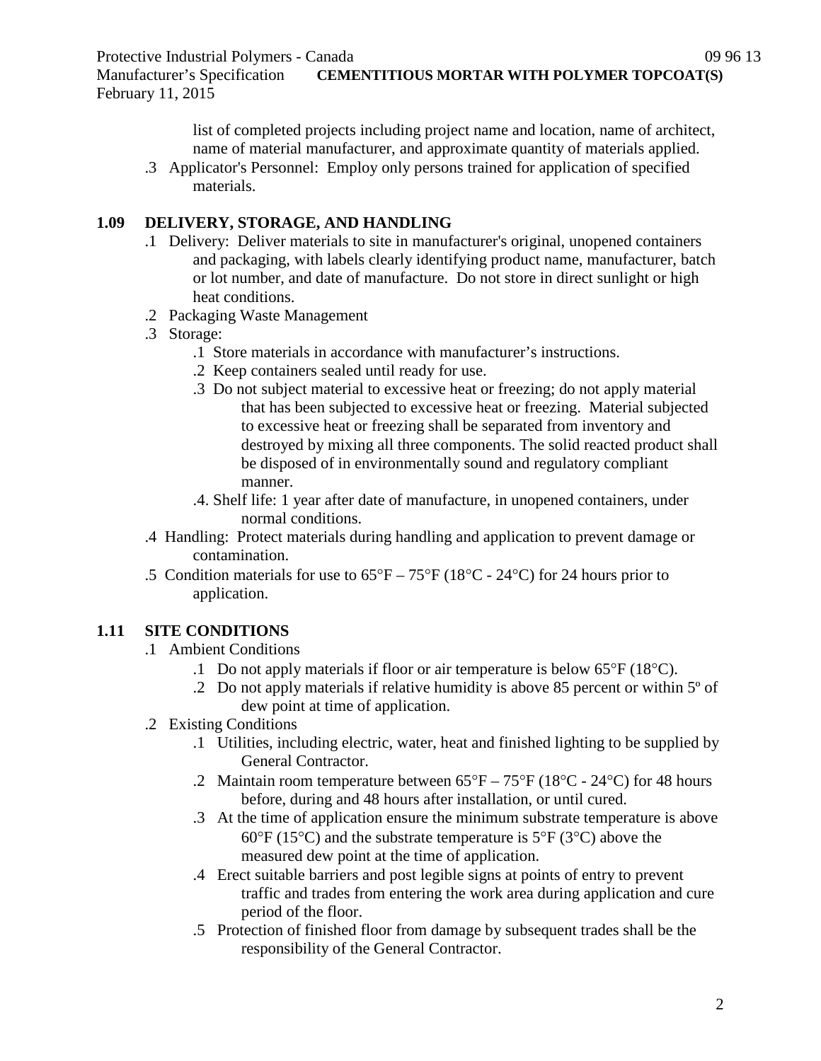list of completed projects including project name and location, name of architect, name of material manufacturer, and approximate quantity of materials applied.

.3 Applicator's Personnel: Employ only persons trained for application of specified materials.

## 1.09 DELIVERY, STORAGE, AND HANDLING

.1 Delivery: Deliver materials to site in manufacturer's original, unopened containers and packaging, with labels clearly identifying product name, manufacturer, batch or lot number, and date of manufacture. Do not store in direct sunlight or high heat conditions.

.2 Packaging Waste Management

.3 Storage:

- .1 Store materials in accordance with manufacturer’s instructions.
- .2 Keep containers sealed until ready for use.
- .3 Do not subject material to excessive heat or freezing; do not apply material that has been subjected to excessive heat or freezing. Material subjected to excessive heat or freezing shall be separated from inventory and destroyed by mixing all three components. The solid reacted product shall be disposed of in environmentally sound and regulatory compliant manner.
- .4. Shelf life: 1 year after date of manufacture, in unopened containers, under normal conditions.

.4 Handling: Protect materials during handling and application to prevent damage or contamination.

.5 Condition materials for use to 65°F – 75°F (18°C - 24°C) for 24 hours prior to application.

## 1.11 SITE CONDITIONS

.1 Ambient Conditions

- .1 Do not apply materials if floor or air temperature is below 65°F (18°C).
- .2 Do not apply materials if relative humidity is above 85 percent or within 5º of dew point at time of application.

.2 Existing Conditions

- .1 Utilities, including electric, water, heat and finished lighting to be supplied by General Contractor.
- .2 Maintain room temperature between 65°F – 75°F (18°C - 24°C) for 48 hours before, during and 48 hours after installation, or until cured.
- .3 At the time of application ensure the minimum substrate temperature is above 60°F (15°C) and the substrate temperature is 5°F (3°C) above the measured dew point at the time of application.
- .4 Erect suitable barriers and post legible signs at points of entry to prevent traffic and trades from entering the work area during application and cure period of the floor.
- .5 Protection of finished floor from damage by subsequent trades shall be the responsibility of the General Contractor.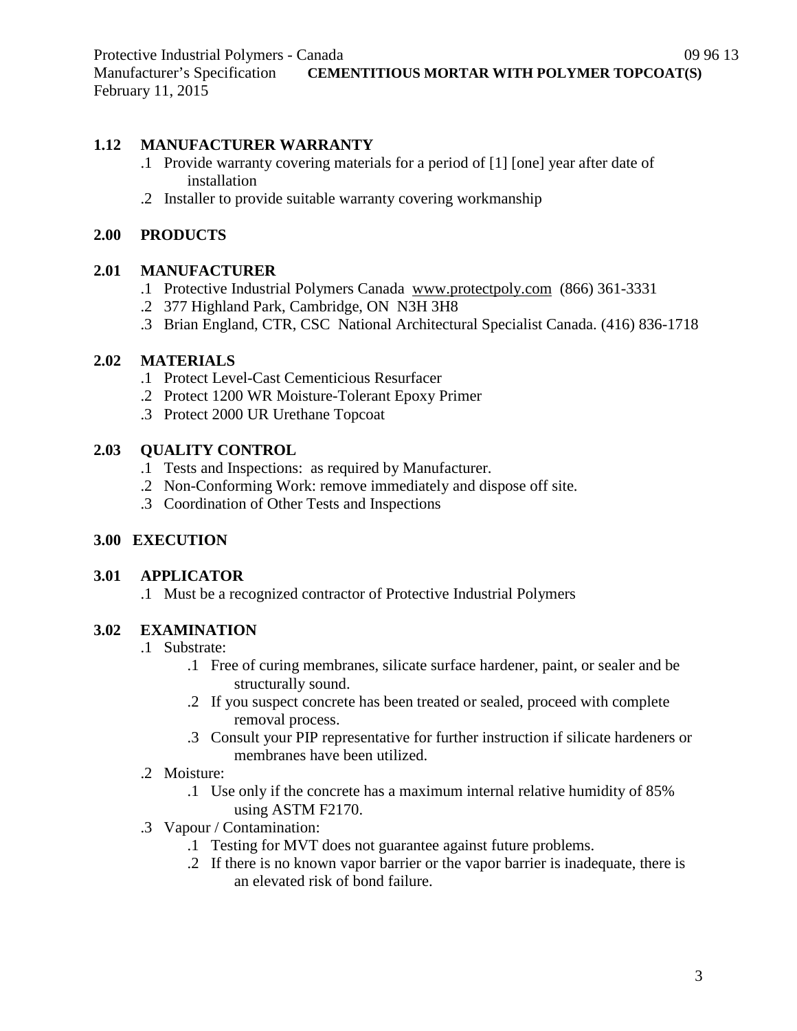## 1.12 MANUFACTURER WARRANTY

.1 Provide warranty covering materials for a period of [1] [one] year after date of installation

.2 Installer to provide suitable warranty covering workmanship

# 2.00 PRODUCTS

## 2.01 MANUFACTURER

.1 Protective Industrial Polymers Canada www.protectpoly.com (866) 361-3331

.2 377 Highland Park, Cambridge, ON N3H 3H8

.3 Brian England, CTR, CSC National Architectural Specialist Canada. (416) 836-1718

## 2.02 MATERIALS

.1 Protect Level-Cast Cementicious Resurfacer

.2 Protect 1200 WR Moisture-Tolerant Epoxy Primer

.3 Protect 2000 UR Urethane Topcoat

## 2.03 QUALITY CONTROL

.1 Tests and Inspections: as required by Manufacturer.

.2 Non-Conforming Work: remove immediately and dispose off site.

.3 Coordination of Other Tests and Inspections

# 3.00 EXECUTION

## 3.01 APPLICATOR

.1 Must be a recognized contractor of Protective Industrial Polymers

## 3.02 EXAMINATION

.1 Substrate:

- .1 Free of curing membranes, silicate surface hardener, paint, or sealer and be structurally sound.
- .2 If you suspect concrete has been treated or sealed, proceed with complete removal process.
- .3 Consult your PIP representative for further instruction if silicate hardeners or membranes have been utilized.

.2 Moisture:

- .1 Use only if the concrete has a maximum internal relative humidity of 85% using ASTM F2170.

.3 Vapour / Contamination:

- .1 Testing for MVT does not guarantee against future problems.
- .2 If there is no known vapor barrier or the vapor barrier is inadequate, there is an elevated risk of bond failure.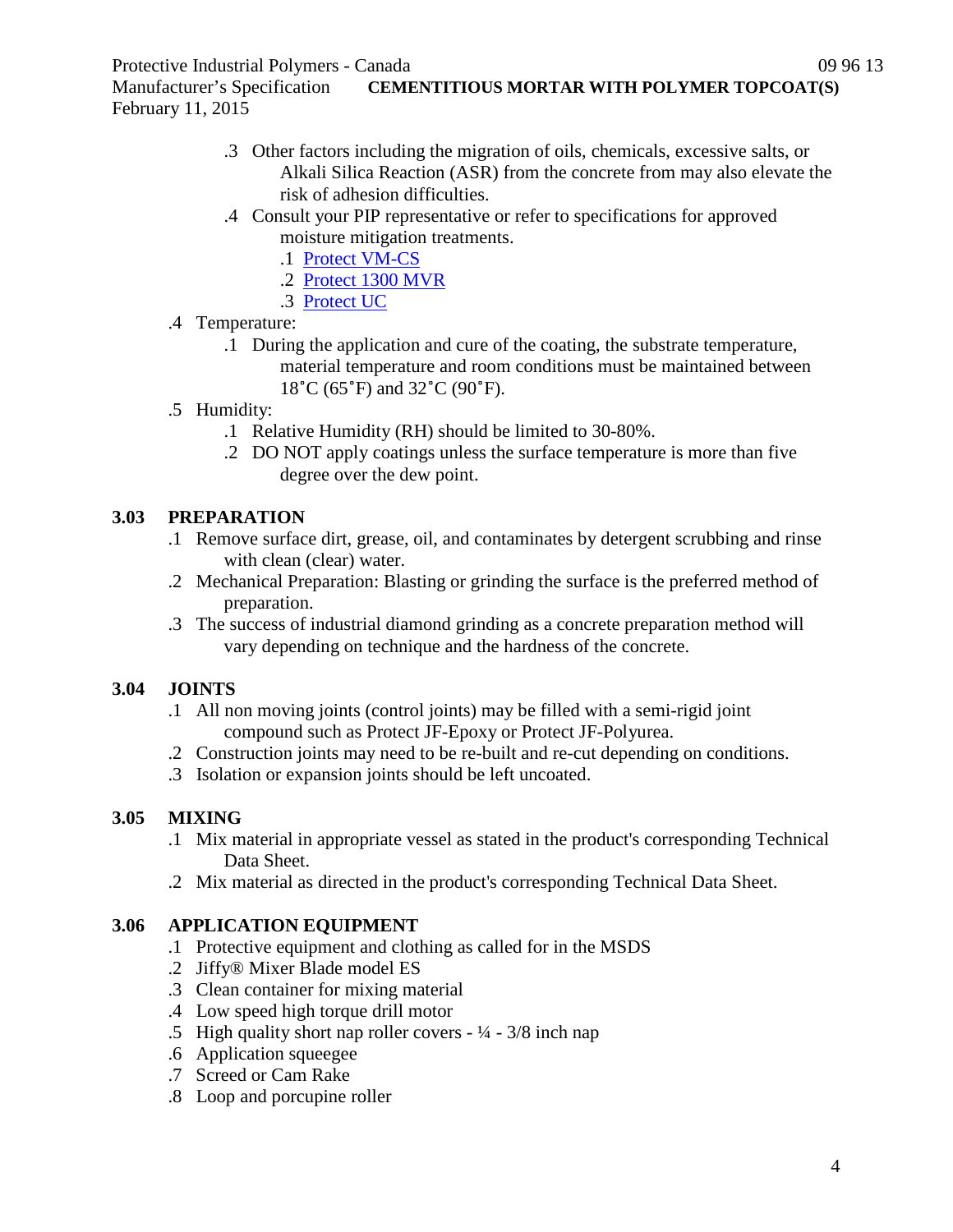- .3 Other factors including the migration of oils, chemicals, excessive salts, or Alkali Silica Reaction (ASR) from the concrete from may also elevate the risk of adhesion difficulties.
- .4 Consult your PIP representative or refer to specifications for approved moisture mitigation treatments.
  - .1 Protect VM-CS
  - .2 Protect 1300 MVR
  - .3 Protect UC

.4 Temperature:

- .1 During the application and cure of the coating, the substrate temperature, material temperature and room conditions must be maintained between 18˚C (65˚F) and 32˚C (90˚F).

.5 Humidity:

- .1 Relative Humidity (RH) should be limited to 30-80%.
- .2 DO NOT apply coatings unless the surface temperature is more than five degree over the dew point.

### 3.03 PREPARATION

.1 Remove surface dirt, grease, oil, and contaminates by detergent scrubbing and rinse with clean (clear) water.

.2 Mechanical Preparation: Blasting or grinding the surface is the preferred method of preparation.

.3 The success of industrial diamond grinding as a concrete preparation method will vary depending on technique and the hardness of the concrete.

### 3.04 JOINTS

.1 All non moving joints (control joints) may be filled with a semi-rigid joint compound such as Protect JF-Epoxy or Protect JF-Polyurea.

.2 Construction joints may need to be re-built and re-cut depending on conditions.

.3 Isolation or expansion joints should be left uncoated.

### 3.05 MIXING

.1 Mix material in appropriate vessel as stated in the product's corresponding Technical Data Sheet.

.2 Mix material as directed in the product's corresponding Technical Data Sheet.

### 3.06 APPLICATION EQUIPMENT

.1 Protective equipment and clothing as called for in the MSDS

.2 Jiffy® Mixer Blade model ES

.3 Clean container for mixing material

.4 Low speed high torque drill motor

.5 High quality short nap roller covers - ¼ - 3/8 inch nap

.6 Application squeegee

.7 Screed or Cam Rake

.8 Loop and porcupine roller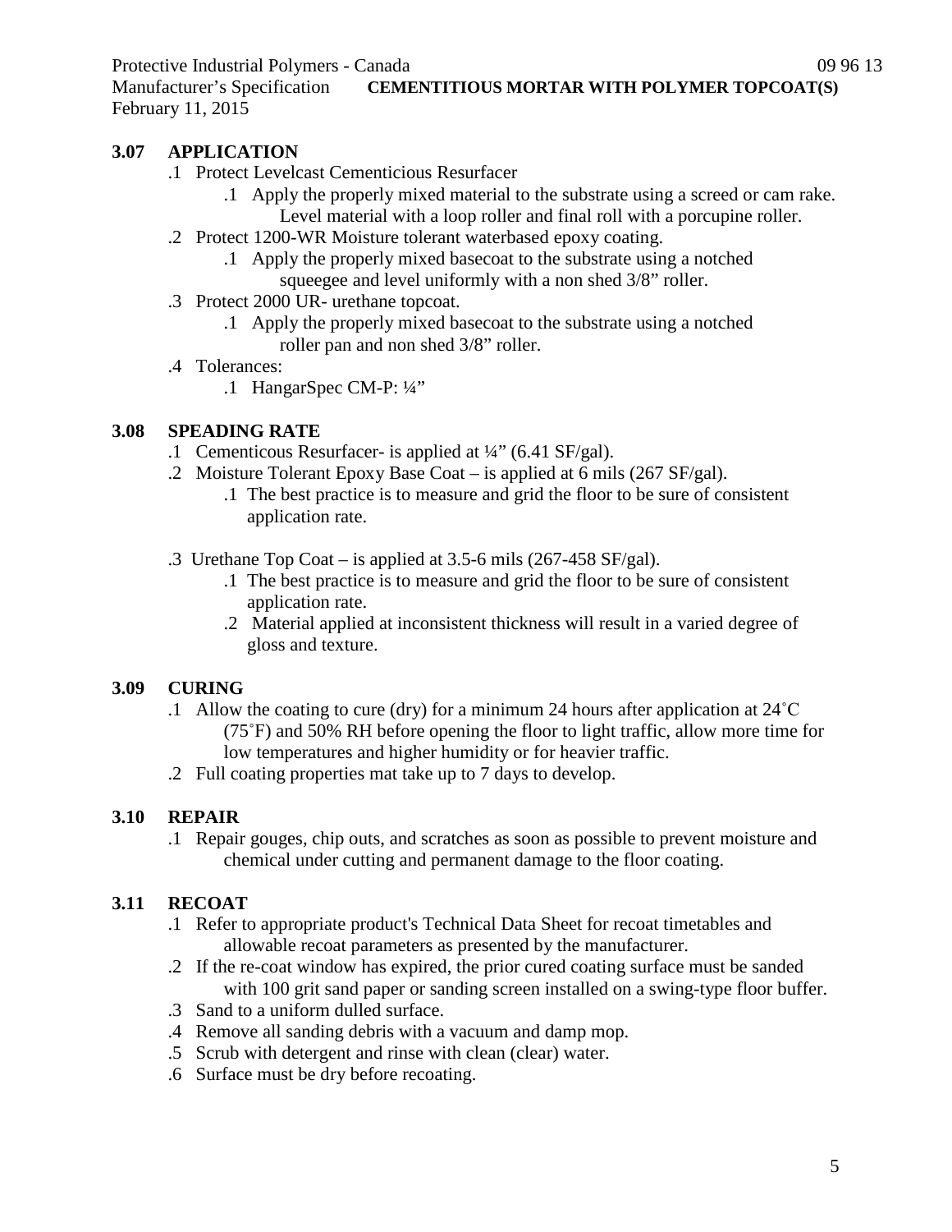### 3.07 APPLICATION

.1 Protect Levelcast Cementicious Resurfacer

  .1 Apply the properly mixed material to the substrate using a screed or cam rake. Level material with a loop roller and final roll with a porcupine roller.

.2 Protect 1200-WR Moisture tolerant waterbased epoxy coating.

  .1 Apply the properly mixed basecoat to the substrate using a notched squeegee and level uniformly with a non shed 3/8" roller.

.3 Protect 2000 UR- urethane topcoat.

  .1 Apply the properly mixed basecoat to the substrate using a notched roller pan and non shed 3/8" roller.

.4 Tolerances:

  .1 HangarSpec CM-P: ¼"

### 3.08 SPEADING RATE

.1 Cementicous Resurfacer- is applied at ¼" (6.41 SF/gal).

.2 Moisture Tolerant Epoxy Base Coat – is applied at 6 mils (267 SF/gal).

  .1 The best practice is to measure and grid the floor to be sure of consistent application rate.

.3 Urethane Top Coat – is applied at 3.5-6 mils (267-458 SF/gal).

  .1 The best practice is to measure and grid the floor to be sure of consistent application rate.

  .2 Material applied at inconsistent thickness will result in a varied degree of gloss and texture.

### 3.09 CURING

.1 Allow the coating to cure (dry) for a minimum 24 hours after application at 24˚C (75˚F) and 50% RH before opening the floor to light traffic, allow more time for low temperatures and higher humidity or for heavier traffic.

.2 Full coating properties mat take up to 7 days to develop.

### 3.10 REPAIR

.1 Repair gouges, chip outs, and scratches as soon as possible to prevent moisture and chemical under cutting and permanent damage to the floor coating.

### 3.11 RECOAT

.1 Refer to appropriate product's Technical Data Sheet for recoat timetables and allowable recoat parameters as presented by the manufacturer.

.2 If the re-coat window has expired, the prior cured coating surface must be sanded with 100 grit sand paper or sanding screen installed on a swing-type floor buffer.

.3 Sand to a uniform dulled surface.

.4 Remove all sanding debris with a vacuum and damp mop.

.5 Scrub with detergent and rinse with clean (clear) water.

.6 Surface must be dry before recoating.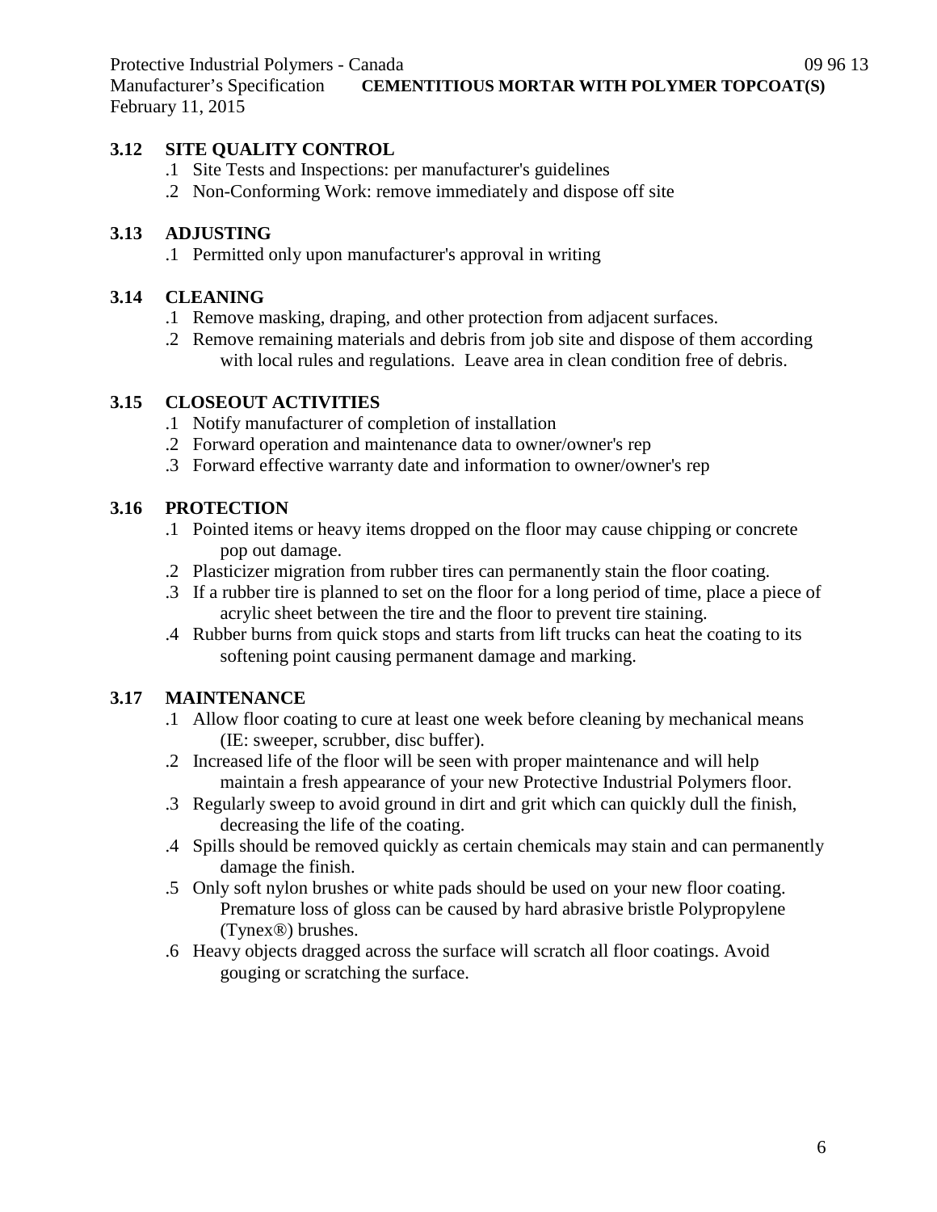### 3.12 SITE QUALITY CONTROL

.1 Site Tests and Inspections: per manufacturer's guidelines

.2 Non-Conforming Work: remove immediately and dispose off site

### 3.13 ADJUSTING

.1 Permitted only upon manufacturer's approval in writing

### 3.14 CLEANING

.1 Remove masking, draping, and other protection from adjacent surfaces.

.2 Remove remaining materials and debris from job site and dispose of them according with local rules and regulations. Leave area in clean condition free of debris.

### 3.15 CLOSEOUT ACTIVITIES

.1 Notify manufacturer of completion of installation

.2 Forward operation and maintenance data to owner/owner's rep

.3 Forward effective warranty date and information to owner/owner's rep

### 3.16 PROTECTION

.1 Pointed items or heavy items dropped on the floor may cause chipping or concrete pop out damage.

.2 Plasticizer migration from rubber tires can permanently stain the floor coating.

.3 If a rubber tire is planned to set on the floor for a long period of time, place a piece of acrylic sheet between the tire and the floor to prevent tire staining.

.4 Rubber burns from quick stops and starts from lift trucks can heat the coating to its softening point causing permanent damage and marking.

### 3.17 MAINTENANCE

.1 Allow floor coating to cure at least one week before cleaning by mechanical means (IE: sweeper, scrubber, disc buffer).

.2 Increased life of the floor will be seen with proper maintenance and will help maintain a fresh appearance of your new Protective Industrial Polymers floor.

.3 Regularly sweep to avoid ground in dirt and grit which can quickly dull the finish, decreasing the life of the coating.

.4 Spills should be removed quickly as certain chemicals may stain and can permanently damage the finish.

.5 Only soft nylon brushes or white pads should be used on your new floor coating. Premature loss of gloss can be caused by hard abrasive bristle Polypropylene (Tynex®) brushes.

.6 Heavy objects dragged across the surface will scratch all floor coatings. Avoid gouging or scratching the surface.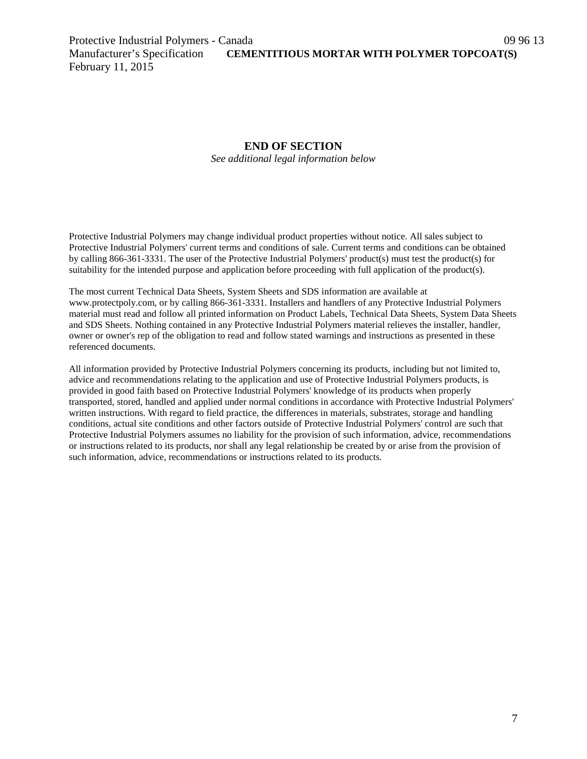**END OF SECTION**

*See additional legal information below*

Protective Industrial Polymers may change individual product properties without notice. All sales subject to Protective Industrial Polymers' current terms and conditions of sale. Current terms and conditions can be obtained by calling 866-361-3331. The user of the Protective Industrial Polymers' product(s) must test the product(s) for suitability for the intended purpose and application before proceeding with full application of the product(s).

The most current Technical Data Sheets, System Sheets and SDS information are available at www.protectpoly.com, or by calling 866-361-3331. Installers and handlers of any Protective Industrial Polymers material must read and follow all printed information on Product Labels, Technical Data Sheets, System Data Sheets and SDS Sheets. Nothing contained in any Protective Industrial Polymers material relieves the installer, handler, owner or owner's rep of the obligation to read and follow stated warnings and instructions as presented in these referenced documents.

All information provided by Protective Industrial Polymers concerning its products, including but not limited to, advice and recommendations relating to the application and use of Protective Industrial Polymers products, is provided in good faith based on Protective Industrial Polymers' knowledge of its products when properly transported, stored, handled and applied under normal conditions in accordance with Protective Industrial Polymers' written instructions. With regard to field practice, the differences in materials, substrates, storage and handling conditions, actual site conditions and other factors outside of Protective Industrial Polymers' control are such that Protective Industrial Polymers assumes no liability for the provision of such information, advice, recommendations or instructions related to its products, nor shall any legal relationship be created by or arise from the provision of such information, advice, recommendations or instructions related to its products.